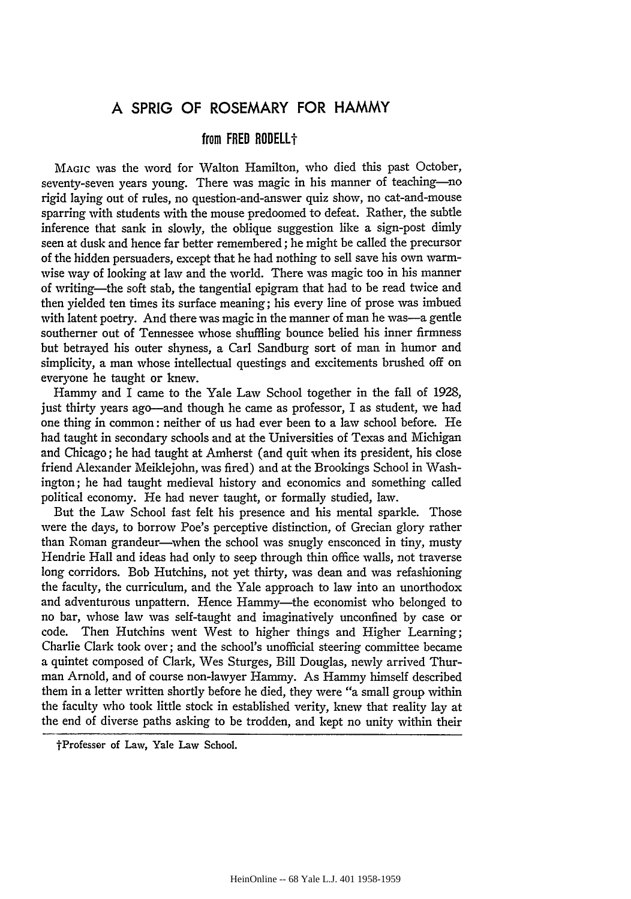# A SPRIG OF ROSEMARY FOR HAMMY

## from FRED RODELL†

MAGIC was the word for Walton Hamilton, who died this past October, seventy-seven years young. There was magic in his manner of teaching—no rigid laying out of rules, no question-and-answer quiz show, no cat-and-mouse sparring with students with the mouse predoomed to defeat. Rather, the subtle inference that sank in slowly, the oblique suggestion like a sign-post dimly seen at dusk and hence far better remembered; he might be called the precursor of the hidden persuaders, except that he had nothing to sell save his own warm-wise way of looking at law and the world. There was magic too in his manner of writing—the soft stab, the tangential epigram that had to be read twice and then yielded ten times its surface meaning; his every line of prose was imbued with latent poetry. And there was magic in the manner of man he was—a gentle southerner out of Tennessee whose shuffling bounce belied his inner firmness but betrayed his outer shyness, a Carl Sandburg sort of man in humor and simplicity, a man whose intellectual questings and excitements brushed off on everyone he taught or knew.

Hammy and I came to the Yale Law School together in the fall of 1928, just thirty years ago—and though he came as professor, I as student, we had one thing in common: neither of us had ever been to a law school before. He had taught in secondary schools and at the Universities of Texas and Michigan and Chicago; he had taught at Amherst (and quit when its president, his close friend Alexander Meiklejohn, was fired) and at the Brookings School in Washington; he had taught medieval history and economics and something called political economy. He had never taught, or formally studied, law.

But the Law School fast felt his presence and his mental sparkle. Those were the days, to borrow Poe's perceptive distinction, of Grecian glory rather than Roman grandeur—when the school was snugly ensconced in tiny, musty Hendrie Hall and ideas had only to seep through thin office walls, not traverse long corridors. Bob Hutchins, not yet thirty, was dean and was refashioning the faculty, the curriculum, and the Yale approach to law into an unorthodox and adventurous unpattern. Hence Hammy—the economist who belonged to no bar, whose law was self-taught and imaginatively unconfined by case or code. Then Hutchins went West to higher things and Higher Learning; Charlie Clark took over; and the school's unofficial steering committee became a quintet composed of Clark, Wes Sturges, Bill Douglas, newly arrived Thurman Arnold, and of course non-lawyer Hammy. As Hammy himself described them in a letter written shortly before he died, they were "a small group within the faculty who took little stock in established verity, knew that reality lay at the end of diverse paths asking to be trodden, and kept no unity within their

†Professor of Law, Yale Law School.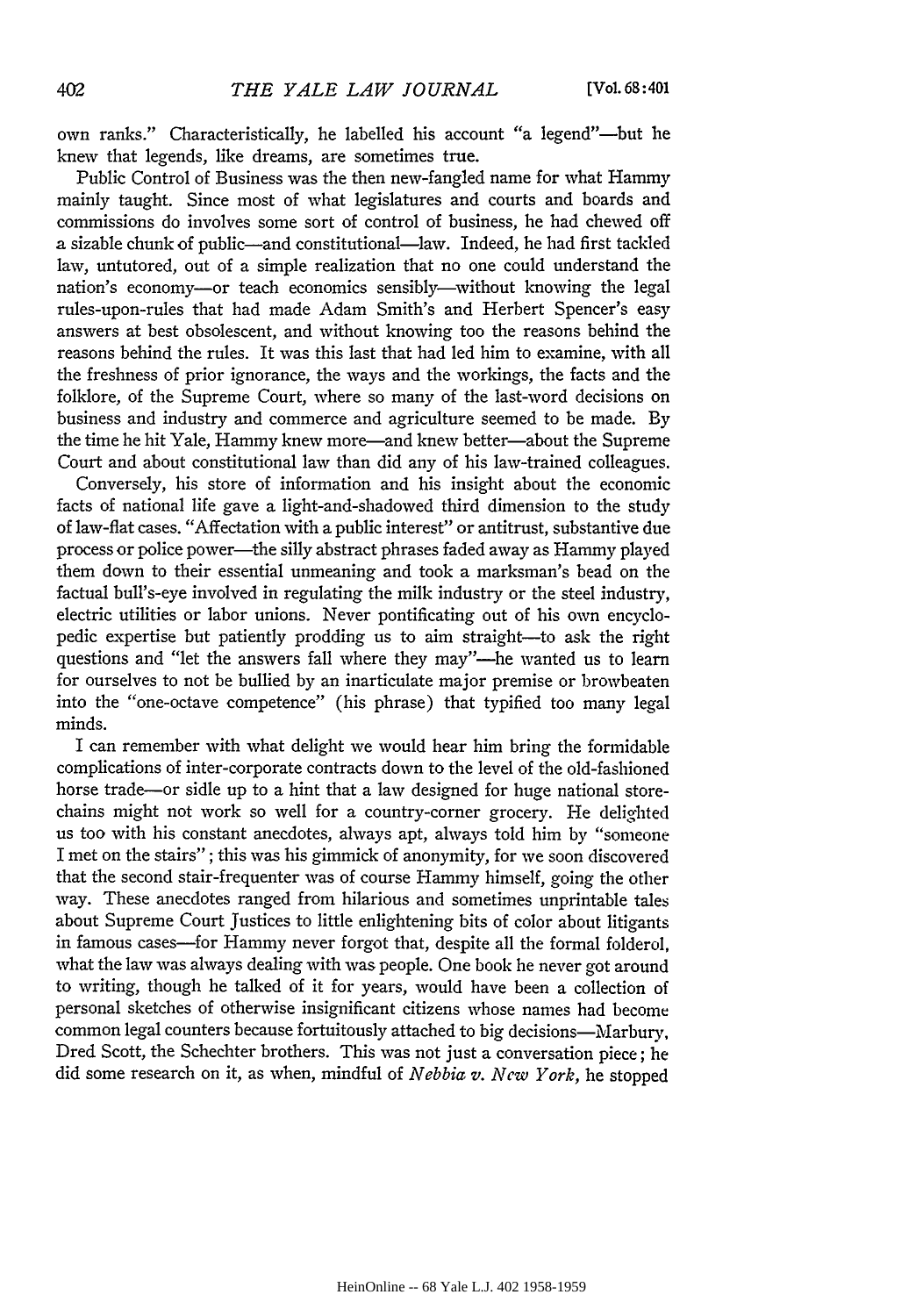own ranks." Characteristically, he labelled his account "a legend"—but he knew that legends, like dreams, are sometimes true.

Public Control of Business was the then new-fangled name for what Hammy mainly taught. Since most of what legislatures and courts and boards and commissions do involves some sort of control of business, he had chewed off a sizable chunk of public—and constitutional—law. Indeed, he had first tackled law, untutored, out of a simple realization that no one could understand the nation's economy—or teach economics sensibly—without knowing the legal rules-upon-rules that had made Adam Smith's and Herbert Spencer's easy answers at best obsolescent, and without knowing too the reasons behind the reasons behind the rules. It was this last that had led him to examine, with all the freshness of prior ignorance, the ways and the workings, the facts and the folklore, of the Supreme Court, where so many of the last-word decisions on business and industry and commerce and agriculture seemed to be made. By the time he hit Yale, Hammy knew more—and knew better—about the Supreme Court and about constitutional law than did any of his law-trained colleagues.

Conversely, his store of information and his insight about the economic facts of national life gave a light-and-shadowed third dimension to the study of law-flat cases. "Affectation with a public interest" or antitrust, substantive due process or police power—the silly abstract phrases faded away as Hammy played them down to their essential unmeaning and took a marksman's bead on the factual bull's-eye involved in regulating the milk industry or the steel industry, electric utilities or labor unions. Never pontificating out of his own encyclopedic expertise but patiently prodding us to aim straight—to ask the right questions and "let the answers fall where they may"—he wanted us to learn for ourselves to not be bullied by an inarticulate major premise or browbeaten into the "one-octave competence" (his phrase) that typified too many legal minds.

I can remember with what delight we would hear him bring the formidable complications of inter-corporate contracts down to the level of the old-fashioned horse trade—or sidle up to a hint that a law designed for huge national store-chains might not work so well for a country-corner grocery. He delighted us too with his constant anecdotes, always apt, always told him by "someone I met on the stairs"; this was his gimmick of anonymity, for we soon discovered that the second stair-frequenter was of course Hammy himself, going the other way. These anecdotes ranged from hilarious and sometimes unprintable tales about Supreme Court Justices to little enlightening bits of color about litigants in famous cases—for Hammy never forgot that, despite all the formal folderol, what the law was always dealing with was people. One book he never got around to writing, though he talked of it for years, would have been a collection of personal sketches of otherwise insignificant citizens whose names had become common legal counters because fortuitously attached to big decisions—Marbury, Dred Scott, the Schechter brothers. This was not just a conversation piece; he did some research on it, as when, mindful of *Nebbia v. New York*, he stopped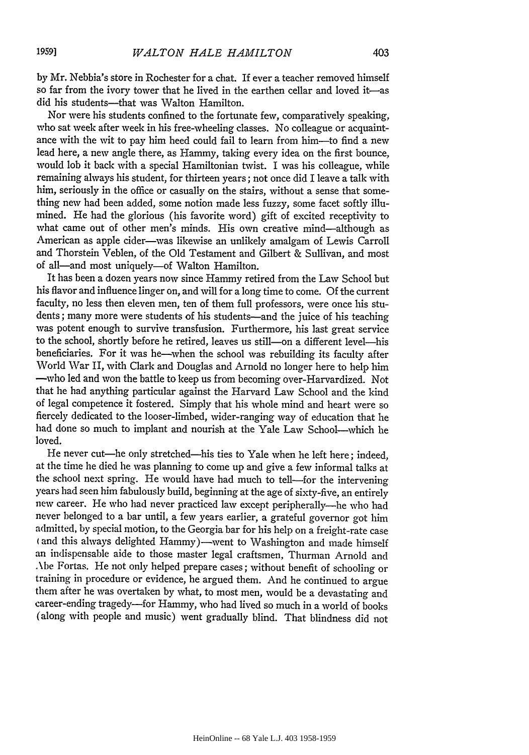by Mr. Nebbia's store in Rochester for a chat. If ever a teacher removed himself so far from the ivory tower that he lived in the earthen cellar and loved it—as did his students—that was Walton Hamilton.

Nor were his students confined to the fortunate few, comparatively speaking, who sat week after week in his free-wheeling classes. No colleague or acquaintance with the wit to pay him heed could fail to learn from him—to find a new lead here, a new angle there, as Hammy, taking every idea on the first bounce, would lob it back with a special Hamiltonian twist. I was his colleague, while remaining always his student, for thirteen years; not once did I leave a talk with him, seriously in the office or casually on the stairs, without a sense that something new had been added, some notion made less fuzzy, some facet softly illumined. He had the glorious (his favorite word) gift of excited receptivity to what came out of other men's minds. His own creative mind—although as American as apple cider—was likewise an unlikely amalgam of Lewis Carroll and Thorstein Veblen, of the Old Testament and Gilbert & Sullivan, and most of all—and most uniquely—of Walton Hamilton.

It has been a dozen years now since Hammy retired from the Law School but his flavor and influence linger on, and will for a long time to come. Of the current faculty, no less then eleven men, ten of them full professors, were once his students; many more were students of his students—and the juice of his teaching was potent enough to survive transfusion. Furthermore, his last great service to the school, shortly before he retired, leaves us still—on a different level—his beneficiaries. For it was he—when the school was rebuilding its faculty after World War II, with Clark and Douglas and Arnold no longer here to help him—who led and won the battle to keep us from becoming over-Harvardized. Not that he had anything particular against the Harvard Law School and the kind of legal competence it fostered. Simply that his whole mind and heart were so fiercely dedicated to the looser-limbed, wider-ranging way of education that he had done so much to implant and nourish at the Yale Law School—which he loved.

He never cut—he only stretched—his ties to Yale when he left here; indeed, at the time he died he was planning to come up and give a few informal talks at the school next spring. He would have had much to tell—for the intervening years had seen him fabulously build, beginning at the age of sixty-five, an entirely new career. He who had never practiced law except peripherally—he who had never belonged to a bar until, a few years earlier, a grateful governor got him admitted, by special motion, to the Georgia bar for his help on a freight-rate case (and this always delighted Hammy)—went to Washington and made himself an indispensable aide to those master legal craftsmen, Thurman Arnold and Abe Fortas. He not only helped prepare cases; without benefit of schooling or training in procedure or evidence, he argued them. And he continued to argue them after he was overtaken by what, to most men, would be a devastating and career-ending tragedy—for Hammy, who had lived so much in a world of books (along with people and music) went gradually blind. That blindness did not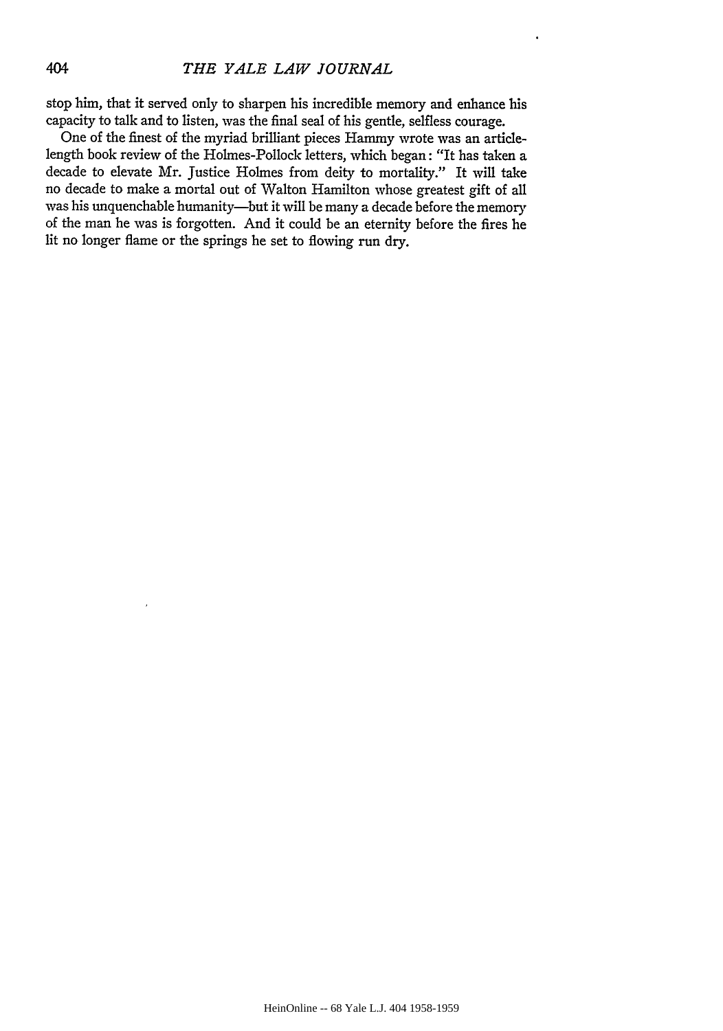stop him, that it served only to sharpen his incredible memory and enhance his capacity to talk and to listen, was the final seal of his gentle, selfless courage.

One of the finest of the myriad brilliant pieces Hammy wrote was an article-length book review of the Holmes-Pollock letters, which began: "It has taken a decade to elevate Mr. Justice Holmes from deity to mortality." It will take no decade to make a mortal out of Walton Hamilton whose greatest gift of all was his unquenchable humanity—but it will be many a decade before the memory of the man he was is forgotten. And it could be an eternity before the fires he lit no longer flame or the springs he set to flowing run dry.